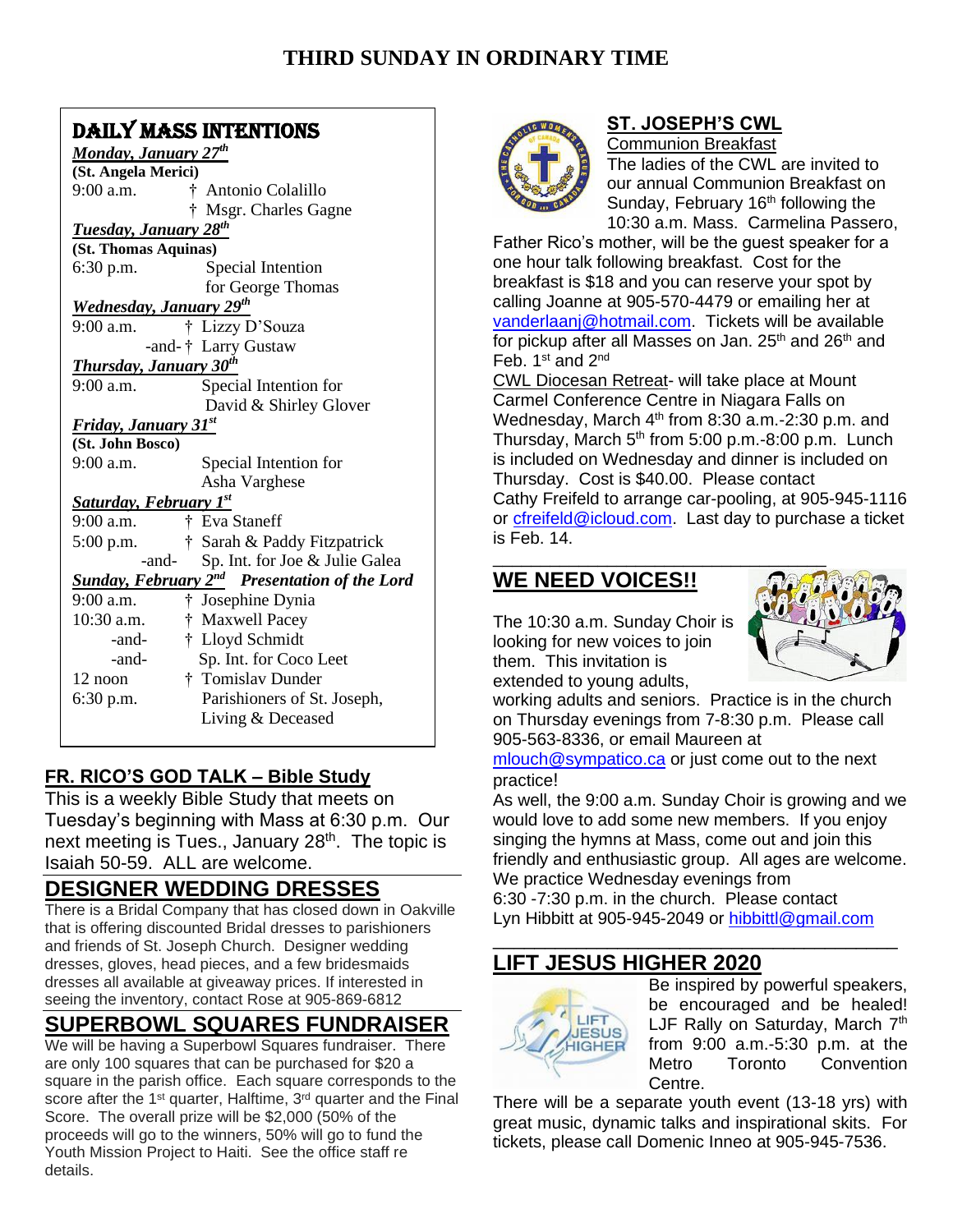# THIRD SUNDAY IN ORDINARY TIME

## DAILY MASS INTENTIONS

***Monday, January 27th***
**(St. Angela Merici)**
9:00 a.m. † Antonio Colalillo
† Msgr. Charles Gagne

***Tuesday, January 28th***
**(St. Thomas Aquinas)**
6:30 p.m. Special Intention for George Thomas

***Wednesday, January 29th***
9:00 a.m. † Lizzy D'Souza
-and- † Larry Gustaw

***Thursday, January 30th***
9:00 a.m. Special Intention for David & Shirley Glover

***Friday, January 31st***
**(St. John Bosco)**
9:00 a.m. Special Intention for Asha Varghese

***Saturday, February 1st***
9:00 a.m. † Eva Staneff
5:00 p.m. † Sarah & Paddy Fitzpatrick
-and- Sp. Int. for Joe & Julie Galea

***Sunday, February 2nd Presentation of the Lord***
9:00 a.m. † Josephine Dynia
10:30 a.m. † Maxwell Pacey
-and- † Lloyd Schmidt
-and- Sp. Int. for Coco Leet
12 noon † Tomislav Dunder
6:30 p.m. Parishioners of St. Joseph, Living & Deceased

## FR. RICO'S GOD TALK – Bible Study

This is a weekly Bible Study that meets on Tuesday's beginning with Mass at 6:30 p.m. Our next meeting is Tues., January 28th. The topic is Isaiah 50-59. ALL are welcome.

## DESIGNER WEDDING DRESSES

There is a Bridal Company that has closed down in Oakville that is offering discounted Bridal dresses to parishioners and friends of St. Joseph Church. Designer wedding dresses, gloves, head pieces, and a few bridesmaids dresses all available at giveaway prices. If interested in seeing the inventory, contact Rose at 905-869-6812

## SUPERBOWL SQUARES FUNDRAISER

We will be having a Superbowl Squares fundraiser. There are only 100 squares that can be purchased for $20 a square in the parish office. Each square corresponds to the score after the 1st quarter, Halftime, 3rd quarter and the Final Score. The overall prize will be $2,000 (50% of the proceeds will go to the winners, 50% will go to fund the Youth Mission Project to Haiti. See the office staff re details.

## ST. JOSEPH'S CWL

Communion Breakfast
The ladies of the CWL are invited to our annual Communion Breakfast on Sunday, February 16th following the 10:30 a.m. Mass. Carmelina Passero, Father Rico's mother, will be the guest speaker for a one hour talk following breakfast. Cost for the breakfast is $18 and you can reserve your spot by calling Joanne at 905-570-4479 or emailing her at vanderlaanj@hotmail.com. Tickets will be available for pickup after all Masses on Jan. 25th and 26th and Feb. 1st and 2nd

CWL Diocesan Retreat- will take place at Mount Carmel Conference Centre in Niagara Falls on Wednesday, March 4th from 8:30 a.m.-2:30 p.m. and Thursday, March 5th from 5:00 p.m.-8:00 p.m. Lunch is included on Wednesday and dinner is included on Thursday. Cost is $40.00. Please contact Cathy Freifeld to arrange car-pooling, at 905-945-1116 or cfreifeld@icloud.com. Last day to purchase a ticket is Feb. 14.

## WE NEED VOICES!!

The 10:30 a.m. Sunday Choir is looking for new voices to join them. This invitation is extended to young adults, working adults and seniors. Practice is in the church on Thursday evenings from 7-8:30 p.m. Please call 905-563-8336, or email Maureen at mlouch@sympatico.ca or just come out to the next practice!

As well, the 9:00 a.m. Sunday Choir is growing and we would love to add some new members. If you enjoy singing the hymns at Mass, come out and join this friendly and enthusiastic group. All ages are welcome. We practice Wednesday evenings from 6:30 -7:30 p.m. in the church. Please contact Lyn Hibbitt at 905-945-2049 or hibbittl@gmail.com

## LIFT JESUS HIGHER 2020

Be inspired by powerful speakers, be encouraged and be healed! LJF Rally on Saturday, March 7th from 9:00 a.m.-5:30 p.m. at the Metro Toronto Convention Centre.

There will be a separate youth event (13-18 yrs) with great music, dynamic talks and inspirational skits. For tickets, please call Domenic Inneo at 905-945-7536.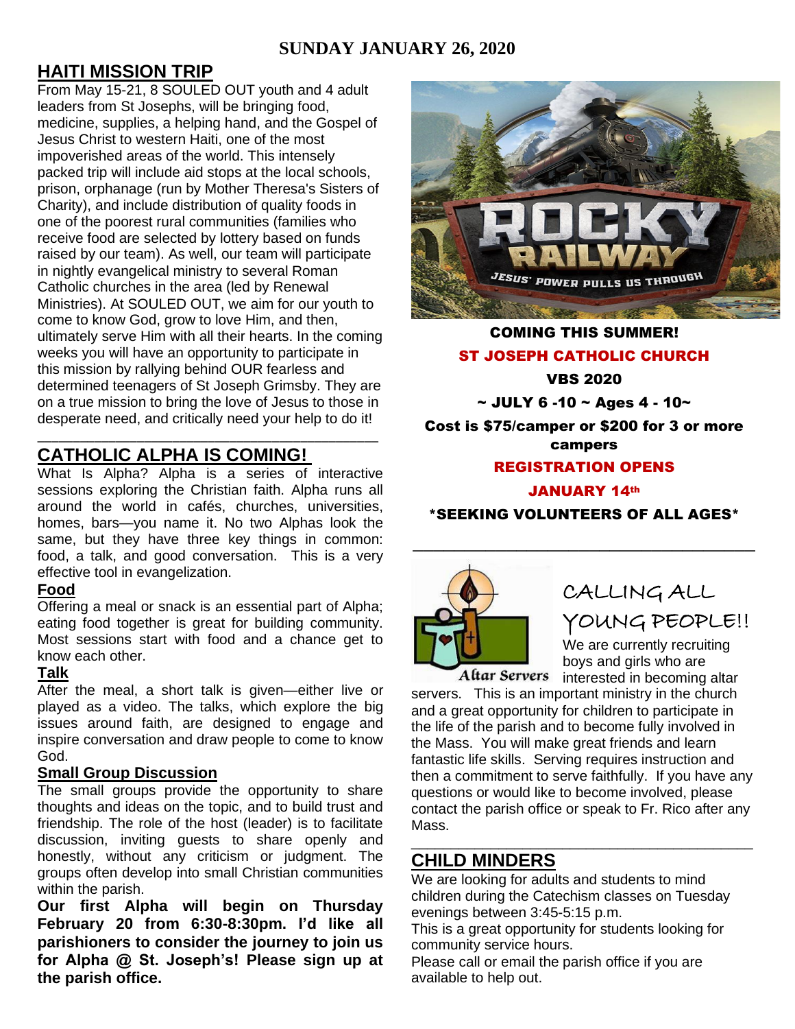**SUNDAY JANUARY 26, 2020**

## HAITI MISSION TRIP

From May 15-21, 8 SOULED OUT youth and 4 adult leaders from St Josephs, will be bringing food, medicine, supplies, a helping hand, and the Gospel of Jesus Christ to western Haiti, one of the most impoverished areas of the world. This intensely packed trip will include aid stops at the local schools, prison, orphanage (run by Mother Theresa's Sisters of Charity), and include distribution of quality foods in one of the poorest rural communities (families who receive food are selected by lottery based on funds raised by our team). As well, our team will participate in nightly evangelical ministry to several Roman Catholic churches in the area (led by Renewal Ministries). At SOULED OUT, we aim for our youth to come to know God, grow to love Him, and then, ultimately serve Him with all their hearts. In the coming weeks you will have an opportunity to participate in this mission by rallying behind OUR fearless and determined teenagers of St Joseph Grimsby. They are on a true mission to bring the love of Jesus to those in desperate need, and critically need your help to do it!

---

## CATHOLIC ALPHA IS COMING!

What Is Alpha? Alpha is a series of interactive sessions exploring the Christian faith. Alpha runs all around the world in cafés, churches, universities, homes, bars—you name it. No two Alphas look the same, but they have three key things in common: food, a talk, and good conversation. This is a very effective tool in evangelization.

### Food

Offering a meal or snack is an essential part of Alpha; eating food together is great for building community. Most sessions start with food and a chance get to know each other.

### Talk

After the meal, a short talk is given—either live or played as a video. The talks, which explore the big issues around faith, are designed to engage and inspire conversation and draw people to come to know God.

### Small Group Discussion

The small groups provide the opportunity to share thoughts and ideas on the topic, and to build trust and friendship. The role of the host (leader) is to facilitate discussion, inviting guests to share openly and honestly, without any criticism or judgment. The groups often develop into small Christian communities within the parish.

**Our first Alpha will begin on Thursday February 20 from 6:30-8:30pm. I'd like all parishioners to consider the journey to join us for Alpha @ St. Joseph's! Please sign up at the parish office.**

---

ROCKY RAILWAY

JESUS' POWER PULLS US THROUGH

**COMING THIS SUMMER!**

**ST JOSEPH CATHOLIC CHURCH**

**VBS 2020**

**~ JULY 6 -10 ~ Ages 4 - 10~**

**Cost is $75/camper or $200 for 3 or more campers**

**REGISTRATION OPENS**

**JANUARY 14th**

**\*SEEKING VOLUNTEERS OF ALL AGES\***

---

Altar Servers

## CALLING ALL YOUNG PEOPLE!!

We are currently recruiting boys and girls who are interested in becoming altar servers. This is an important ministry in the church and a great opportunity for children to participate in the life of the parish and to become fully involved in the Mass. You will make great friends and learn fantastic life skills. Serving requires instruction and then a commitment to serve faithfully. If you have any questions or would like to become involved, please contact the parish office or speak to Fr. Rico after any Mass.

---

## CHILD MINDERS

We are looking for adults and students to mind children during the Catechism classes on Tuesday evenings between 3:45-5:15 p.m.

This is a great opportunity for students looking for community service hours.

Please call or email the parish office if you are available to help out.